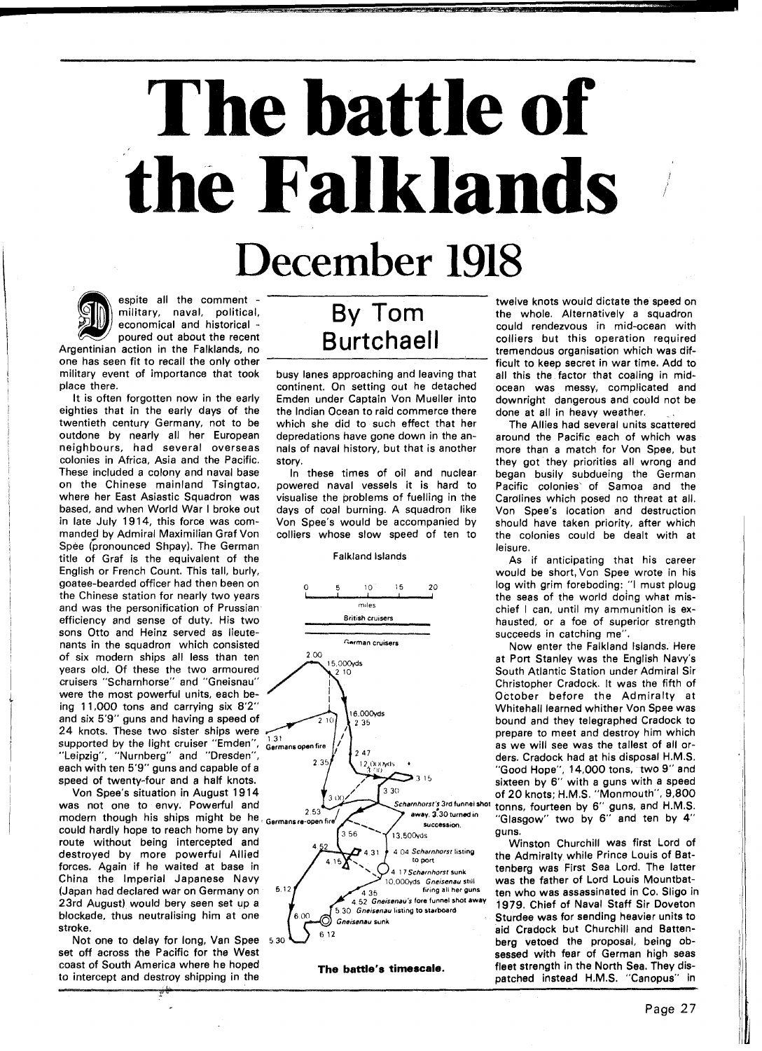# The battle of the Falklands

## December 1918

## By Tom Burtchaell

Despite all the comment - military, naval, political, economical and historical - poured out about the recent Argentinian action in the Falklands, no one has seen fit to recall the only other military event of importance that took place there.

It is often forgotten now in the early eighties that in the early days of the twentieth century Germany, not to be outdone by nearly all her European neighbours, had several overseas colonies in Africa, Asia and the Pacific. These included a colony and naval base on the Chinese mainland Tsingtao, where her East Asiastic Squadron was based, and when World War I broke out in late July 1914, this force was commanded by Admiral Maximilian Graf Von Spee (pronounced Shpay). The German title of Graf is the equivalent of the English or French Count. This tall, burly, goatee-bearded officer had then been on the Chinese station for nearly two years and was the personification of Prussian efficiency and sense of duty. His two sons Otto and Heinz served as lieutenants in the squadron which consisted of six modern ships all less than ten years old. Of these the two armoured cruisers "Scharnhorst" and "Gneisnau" were the most powerful units, each being 11,000 tons and carrying six 8'2" and six 5'9" guns and having a speed of 24 knots. These two sister ships were supported by the light cruiser "Emden", "Leipzig", "Nurnberg" and "Dresden", each with ten 5'9" guns and capable of a speed of twenty-four and a half knots.

Von Spee's situation in August 1914 was not one to envy. Powerful and modern though his ships might be he could hardly hope to reach home by any route without being intercepted and destroyed by more powerful Allied forces. Again if he waited at base in China the Imperial Japanese Navy (Japan had declared war on Germany on 23rd August) would bery seen set up a blockade, thus neutralising him at one stroke.

Not one to delay for long, Van Spee set off across the Pacific for the West coast of South America where he hoped to intercept and destroy shipping in the busy lanes approaching and leaving that continent. On setting out he detached Emden under Captain Von Mueller into the Indian Ocean to raid commerce there which she did to such effect that her depredations have gone down in the annals of naval history, but that is another story.

In these times of oil and nuclear powered naval vessels it is hard to visualise the problems of fuelling in the days of coal burning. A squadron like Von Spee's would be accompanied by colliers whose slow speed of ten to twelve knots would dictate the speed on the whole. Alternatively a squadron could rendezvous in mid-ocean with colliers but this operation required tremendous organisation which was difficult to keep secret in war time. Add to all this the factor that coaling in mid-ocean was messy, complicated and downright dangerous and could not be done at all in heavy weather.

Falkland Islands

0 5 10 15 20 miles

British cruisers

German cruisers

2.00 — 15,000yds — 2.10 — 2.10 — 16,000yds — 2.35 — 1.31 Germans open fire — 2.47 — 2.35 — 12,000yds — 3.00 — 3.15 — 3.30 — 3.00 — Scharnhorst's 3rd funnel shot away. 3.30 turned in succession. — 2.53 Germans re-open fire — 3.56 — 13,500yds — 4.52 — 4.31 — 4.04 Scharnhorst listing to port — 4.15 — 4.17 Scharnhorst sunk — 10,000yds Gneisenau still firing all her guns — 5.12 — 4.35 — 4.52 Gneisenau's fore funnel shot away — 5.30 Gneisenau listing to starboard — 6.00 — Gneisenau sunk — 5.30 — 6.12

**The battle's timescale.**

The Allies had several units scattered around the Pacific each of which was more than a match for Von Spee, but they got they priorities all wrong and began busily subdueing the German Pacific colonies of Samoa and the Carolines which posed no threat at all. Von Spee's location and destruction should have taken priority, after which the colonies could be dealt with at leisure.

As if anticipating that his career would be short, Von Spee wrote in his log with grim foreboding: "I must ploug the seas of the world doing what mischief I can, until my ammunition is exhausted, or a foe of superior strength succeeds in catching me".

Now enter the Falkland Islands. Here at Port Stanley was the English Navy's South Atlantic Station under Admiral Sir Christopher Cradock. It was the fifth of October before the Admiralty at Whitehall learned whither Von Spee was bound and they telegraphed Cradock to prepare to meet and destroy him which as we will see was the tallest of all orders. Cradock had at his disposal H.M.S. "Good Hope", 14,000 tons, two 9" and sixteen by 6" with a guns with a speed of 20 knots; H.M.S. "Monmouth", 9,800 tonns, fourteen by 6" guns, and H.M.S. "Glasgow" two by 6" and ten by 4" guns.

Winston Churchill was first Lord of the Admiralty while Prince Louis of Battenberg was First Sea Lord. The latter was the father of Lord Louis Mountbatten who was assassinated in Co. Sligo in 1979. Chief of Naval Staff Sir Doveton Sturdee was for sending heavier units to aid Cradock but Churchill and Battenberg vetoed the proposal, being obsessed with fear of German high seas fleet strength in the North Sea. They dispatched instead H.M.S. "Canopus" in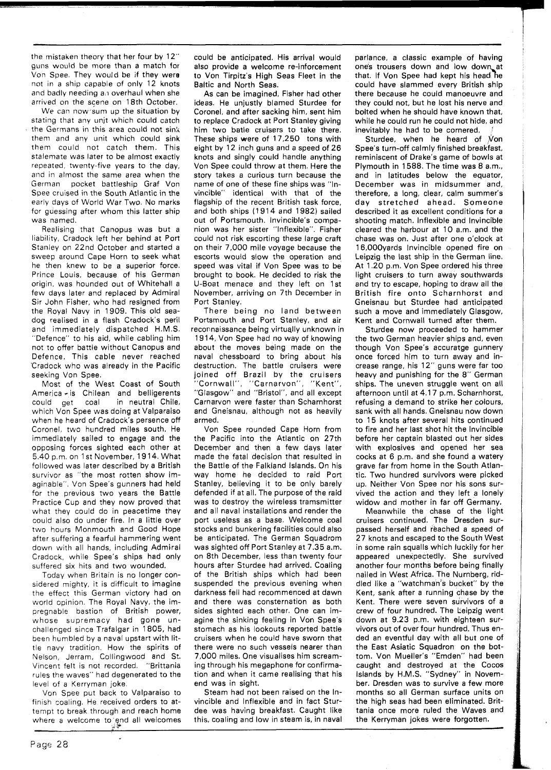the mistaken theory that her four by 12" guns would be more than a match for Von Spee. They would be if they were not in a ship capable of only 12 knots and badly needing an overhaul when she arrived on the scene on 18th October.

We can now sum up the situation by stating that any unit which could catch the Germans in this area could not sink them and any unit which could sink them could not catch them. This stalemate was later to be almost exactly repeated, twenty-five years to the day, and in almost the same area when the German pocket battleship Graf Von Spee cruised in the South Atlantic in the early days of World War Two. No marks for guessing after whom this latter ship was named.

Realising that Canopus was but a liability, Cradock left her behind at Port Stanley on 22nd October and started a sweep around Cape Horn to seek what he then knew to be a superior force. Prince Louis, because of his German origin, was hounded out of Whitehall a few days later and replaced by Admiral Sir John Fisher, who had resigned from the Royal Navy in 1909. This old sea-dog realised in a flash Cradock's peril and immediately dispatched H.M.S. "Defence" to his aid, while cabling him not to offer battle without Canopus and Defence. This cable never reached Cradock who was already in the Pacific seeking Von Spee.

Most of the West Coast of South America is Chilean and belligerents could get coal in neutral Chile, which Von Spee was doing at Valparaiso when he heard of Cradock's persence off Coronel, two hundred miles south. He immediately sailed to engage and the opposing forces sighted each other at 5.40 p.m. on 1st November, 1914. What followed was later described by a British survivor as "the most rotten show imaginable". Von Spee's gunners had held for the previous two years the Battle Practice Cup and they now proved that what they could do in peacetime they could also do under fire. In a little over two hours Monmouth and Good Hope after suffering a fearful hammering went down with all hands, including Admiral Cradock, while Spee's ships had only suffered six hits and two wounded.

Today when Britain is no longer considered mighty, it is difficult to imagine the effect this German victory had on world opinion. The Royal Navy, the impregnable bastion of British power, whose supremacy had gone unchallenged since Trafalgar in 1805, had been humbled by a naval upstart with little navy tradition. How the spirits of Nelson, Jerram, Collingwood and St. Vincent felt is not recorded. "Brittania rules the waves" had degenerated to the level of a Kerryman joke.

Von Spee put back to Valparaiso to finish coaling. He received orders to attempt to break through and reach home where a welcome to end all welcomes could be anticipated. His arrival would also provide a welcome re-inforcement to Von Tirpitz's High Seas Fleet in the Baltic and North Seas.

As can be imagined, Fisher had other ideas. He unjustly blamed Sturdee for Coronel, and after sacking him, sent him to replace Cradock at Port Stanley giving him two batle cruisers to take there. These ships were of 17,250 tons with eight by 12 inch guns and a speed of 26 knots and singly could handle anything Von Spee could throw at them. Here the story takes a curious turn because the name of one of these fine ships was "Invincible" identical with that of the flagship of the recent British task force, and both ships (1914 and 1982) sailed out of Portsmouth. Invincible's companion was her sister "Inflexible". Fisher could not risk escorting these large craft on their 7,000 mile voyage because the escorts would slow the operation and speed was vital if Von Spee was to be brought to book. He decided to risk the U-Boat menace and they left on 1st November, arriving on 7th December in Port Stanley.

There being no land between Portsmouth and Port Stanley, and air reconnaissance being virtually unknown in 1914, Von Spee had no way of knowing about the moves being made on the naval chessboard to bring about his destruction. The battle cruisers were joined off Brazil by the cruisers "Cornwall", "Carnarvon", "Kent", "Glasgow" and "Bristol", and all except Carnarvon were faster than Scharnhorst and Gneisnau, although not as heavily armed.

Von Spee rounded Cape Horn from the Pacific into the Atlantic on 27th December and then a few days later made the fatal decision that resulted in the Battle of the Falkland Islands. On his way home he decided to raid Port Stanley, believing it to be only barely defended if at all. The purpose of the raid was to destroy the wireless tramsmitter and all naval installations and render the port useless as a base. Welcome coal stocks and bunkering facilities could also be anticipated. The German Squadrom was sighted off Port Stanley at 7.35 a.m. on 8th December, less than twenty four hours after Sturdee had arrived. Coaling of the British ships which had been suspended the previous evening when darkness fell had recommenced at dawn and there was consternation as both sides sighted each other. One can imagine the sinking feeling in Von Spee's stomach as his lookouts reported battle cruisers when he could have sworn that there were no such vessels nearer than 7,000 miles. One visualises him screaming through his megaphone for confirmation and when it came realising that his end was in sight.

Steam had not been raised on the Invincible and Inflexible and in fact Sturdee was having breakfast. Caught like this, coaling and low in steam is, in naval parlance, a classic example of having one's trousers down and low down at that. If Von Spee had kept his head he could have slammed every British ship there because he could manoeuvre and they could not, but he lost his nerve and bolted when he should have known that, while he could run he could not hide, and inevitably he had to be cornered.

Sturdee, when he heard of Von Spee's turn-off calmly finished breakfast, reminiscent of Drake's game of bowls at Plymouth in 1588. The time was 8 a.m., and in latitudes below the equator, December was in midsummer and, therefore, a long, clear, calm summer's day stretched ahead. Someone described it as excellent conditions for a shooting match. Inflexible and Invincible cleared the harbour at 10 a.m. and the chase was on. Just after one o'clock at 16,000yards Invincible opened fire on Leipzig the last ship in the German line. At 1.20 p.m. Von Spee ordered his three light cruisers to turn away southwards and try to escape, hoping to draw all the British fire onto Scharnhorst and Gneisnau but Sturdee had anticipated such a move and immediately Glasgow, Kent and Cornwall turned after them.

Sturdee now proceeded to hammer the two German heavier ships and, even though Von Spee's accuratge gunnery once forced him to turn away and increase range, his 12" guns were far too heavy and punishing for the 8" German ships. The uneven struggle went on all afternoon until at 4.17 p.m. Scharnhorst, refusing a demand to strike her colours, sank with all hands. Gneisnau now down to 15 knots after several hits continued to fire and her last shot hit the Invincible before her captain blasted out her sides with explosives and opened her sea cocks at 6 p.m. and she found a watery grave far from home in the South Atlantic. Two hundred survivors were picked up. Neither Von Spee nor his sons survived the action and they left a lonely widow and mother in far off Germany.

Meanwhile the chase of the light cruisers continued. The Dresden surpassed herself and reached a speed of 27 knots and escaped to the South West in some rain squalls which luckily for her appeared unexpectedly. She survived another four months before being finally nailed in West Africa. The Nurnberg, riddled like a "watchman's bucket" by the Kent, sank after a running chase by the Kent. There were seven survivors of a crew of four hundred. The Leipzig went down at 9.23 p.m. with eighteen survivors out of over four hundred. Thus ended an eventful day with all but one of the East Asiatic Squadron on the bottom. Von Mueller's "Emden" had been caught and destroyed at the Cocos Islands by H.M.S. "Sydney" in November. Dresden was to survive a few more months so all German surface units on the high seas had been eliminated. Brittania once more ruled the Waves and the Kerryman jokes were forgotten.